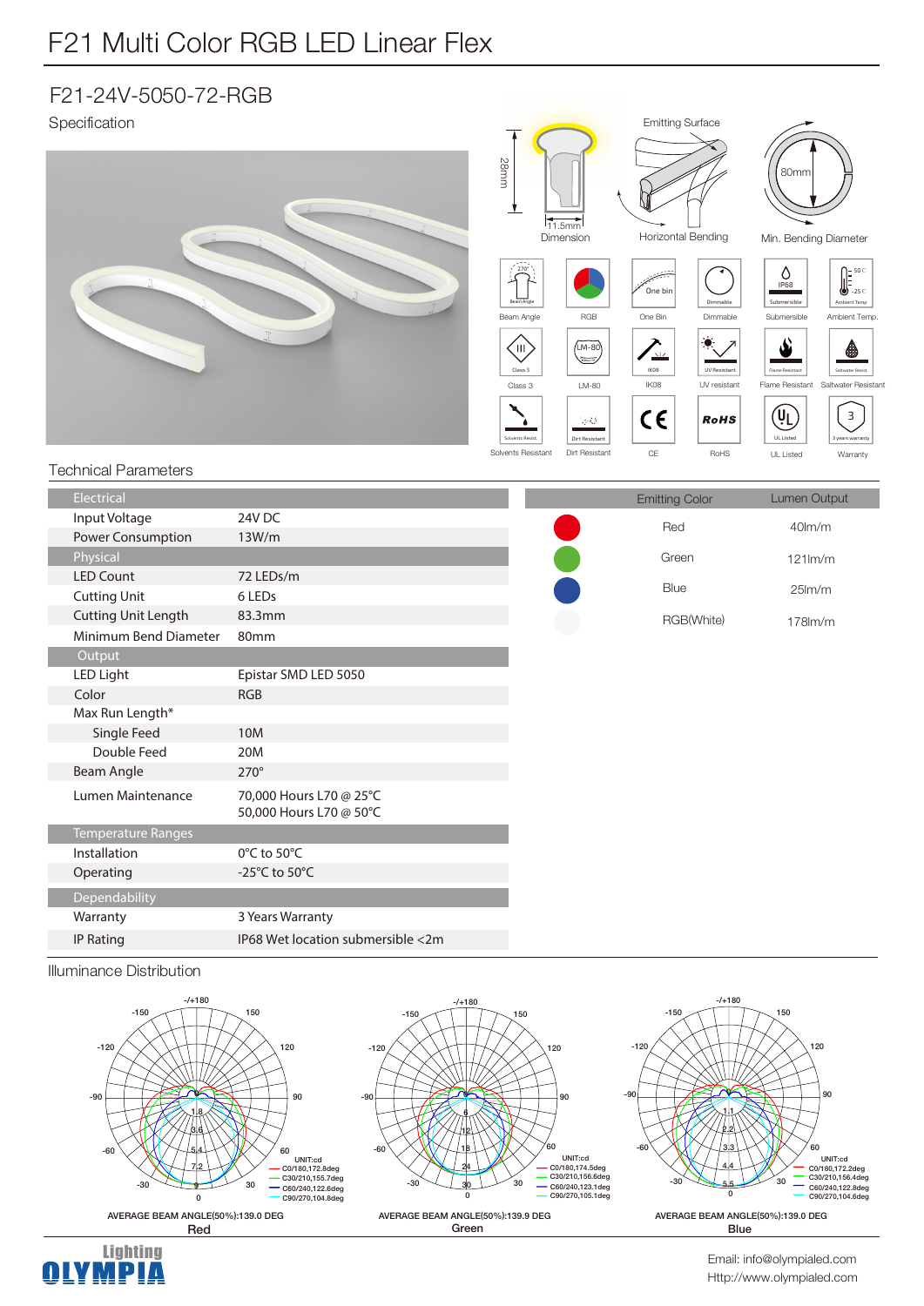# F21 Multi Color RGB LED Linear Flex

## F21-24V-5050-72-RGB

Specification

28mm

11.5mm

Dimension

Emitting Surface

Horizontal Bending

80mm

Min. Bending Diameter

Beam Angle | RGB | One Bin | Dimmable | Submersible | Ambient Temp.

Class 3 | LM-80 | IK08 | UV resistant | Flame Resistant | Saltwater Resistant

Solvents Resistant | Dirt Resistant | CE | RoHS | UL Listed | Warranty

### Technical Parameters

| Electrical | |
|---|---|
| Input Voltage | 24V DC |
| Power Consumption | 13W/m |
| **Physical** | |
| LED Count | 72 LEDs/m |
| Cutting Unit | 6 LEDs |
| Cutting Unit Length | 83.3mm |
| Minimum Bend Diameter | 80mm |
| **Output** | |
| LED Light | Epistar SMD LED 5050 |
| Color | RGB |
| Max Run Length* | |
| Single Feed | 10M |
| Double Feed | 20M |
| Beam Angle | 270° |
| Lumen Maintenance | 70,000 Hours L70 @ 25°C<br>50,000 Hours L70 @ 50°C |
| **Temperature Ranges** | |
| Installation | 0°C to 50°C |
| Operating | -25°C to 50°C |
| **Dependability** | |
| Warranty | 3 Years Warranty |
| IP Rating | IP68 Wet location submersible <2m |

| Emitting Color | Lumen Output |
|---|---|
| Red | 40lm/m |
| Green | 121lm/m |
| Blue | 25lm/m |
| RGB(White) | 178lm/m |

### Illuminance Distribution

**Red**

UNIT:cd
C0/180,172.8deg
C30/210,155.7deg
C60/240,122.6deg
C90/270,104.8deg

AVERAGE BEAM ANGLE(50%):139.0 DEG

**Green**

UNIT:cd
C0/180,174.5deg
C30/210,156.6deg
C60/240,123.1deg
C90/270,105.1deg

AVERAGE BEAM ANGLE(50%):139.9 DEG

**Blue**

UNIT:cd
C0/180,172.2deg
C30/210,156.4deg
C60/240,122.8deg
C90/270,104.6deg

AVERAGE BEAM ANGLE(50%):139.0 DEG

Lighting OLYMPIA

Email: info@olympialed.com
Http://www.olympialed.com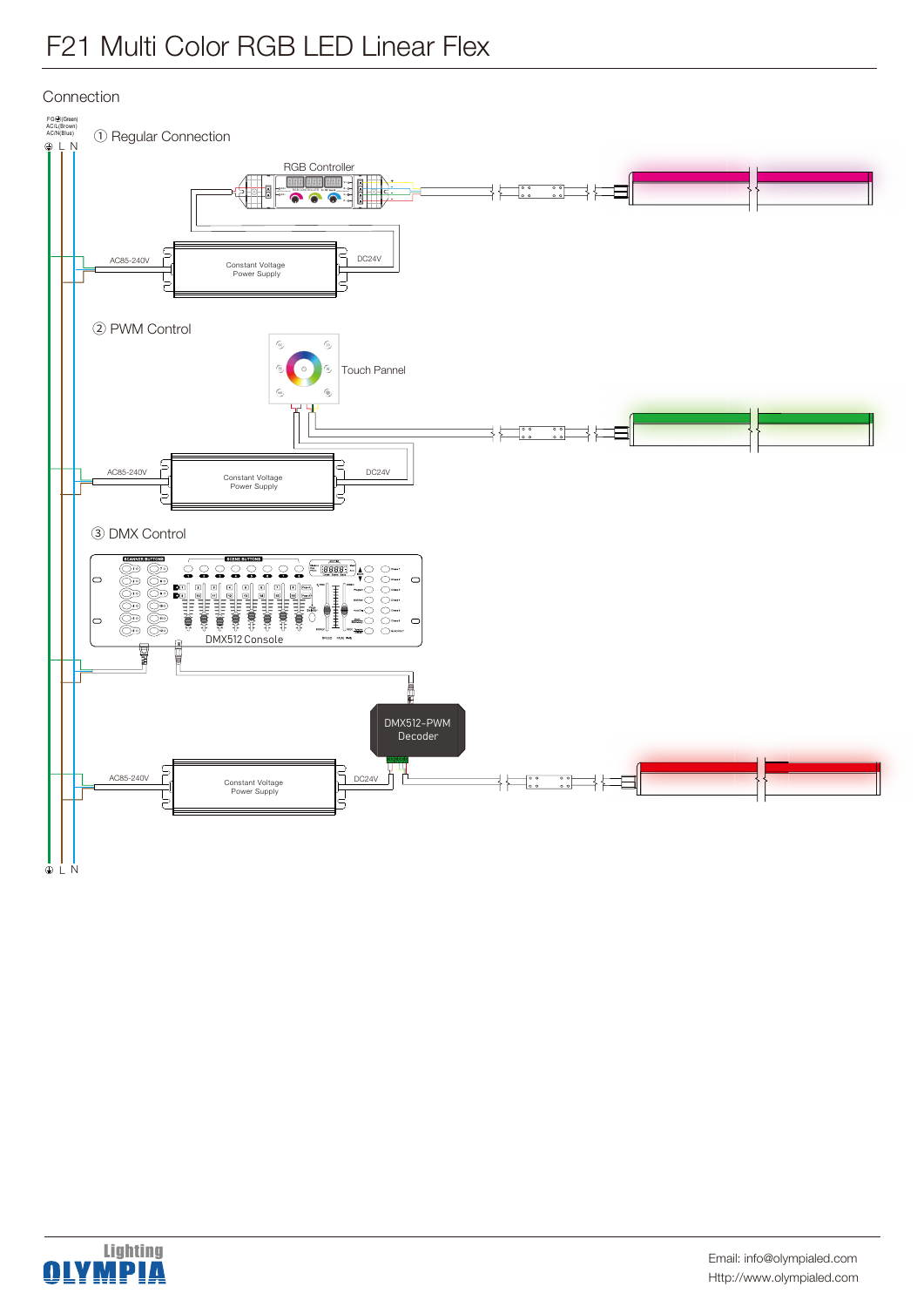# F21 Multi Color RGB LED Linear Flex

## Connection

FG(Green)
AC/L(Brown)
AC/N(Blue)

L N

① Regular Connection

RGB Controller

AC85-240V

Constant Voltage
Power Supply

DC24V

② PWM Control

Touch Pannel

AC85-240V

Constant Voltage
Power Supply

DC24V

③ DMX Control

DMX512 Console

DMX512-PWM
Decoder

AC85-240V

Constant Voltage
Power Supply

DC24V

L N

Lighting
OLYMPIA

Email: info@olympialed.com
Http://www.olympialed.com